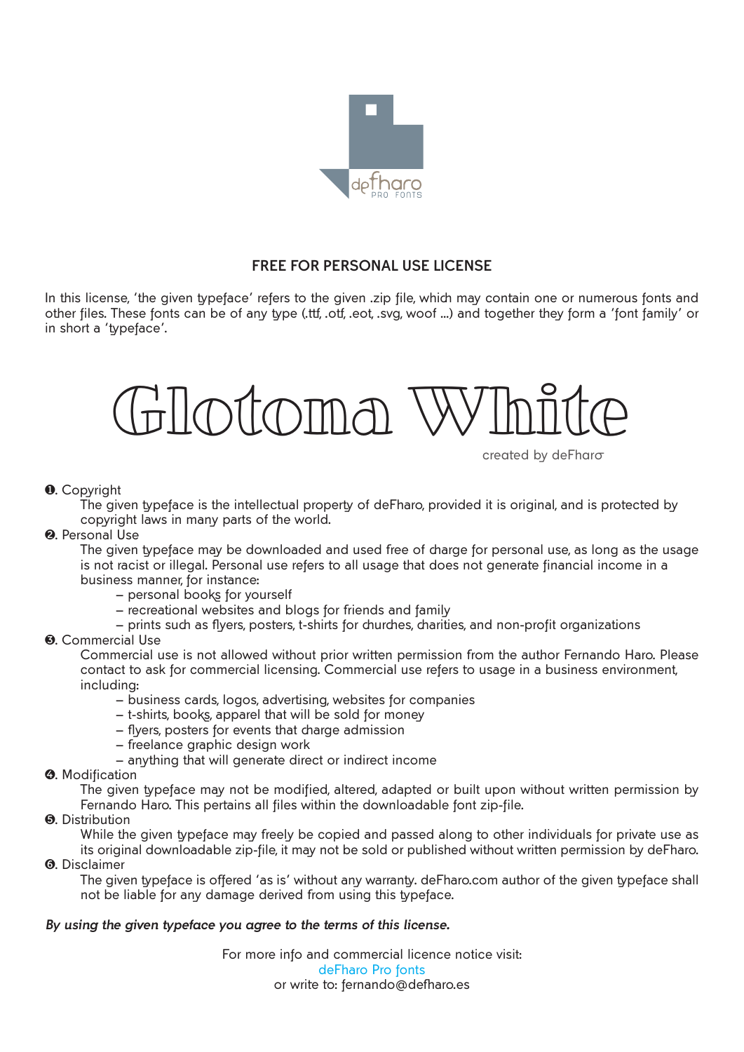defharo
PRO FONTS

## FREE FOR PERSONAL USE LICENSE

In this license, 'the given typeface' refers to the given .zip file, which may contain one or numerous fonts and other files. These fonts can be of any type (.ttf, .otf, .eot, .svg, woof ...) and together they form a 'font family' or in short a 'typeface'.

# Glotona White

created by deFharo

❶. Copyright

The given typeface is the intellectual property of deFharo, provided it is original, and is protected by copyright laws in many parts of the world.

❷. Personal Use

The given typeface may be downloaded and used free of charge for personal use, as long as the usage is not racist or illegal. Personal use refers to all usage that does not generate financial income in a business manner, for instance:

- personal books for yourself
- recreational websites and blogs for friends and family
- prints such as flyers, posters, t-shirts for churches, charities, and non-profit organizations

❸. Commercial Use

Commercial use is not allowed without prior written permission from the author Fernando Haro. Please contact to ask for commercial licensing. Commercial use refers to usage in a business environment, including:

- business cards, logos, advertising, websites for companies
- t-shirts, books, apparel that will be sold for money
- flyers, posters for events that charge admission
- freelance graphic design work
- anything that will generate direct or indirect income

❹. Modification

The given typeface may not be modified, altered, adapted or built upon without written permission by Fernando Haro. This pertains all files within the downloadable font zip-file.

❺. Distribution

While the given typeface may freely be copied and passed along to other individuals for private use as its original downloadable zip-file, it may not be sold or published without written permission by deFharo.

❻. Disclaimer

The given typeface is offered 'as is' without any warranty. deFharo.com author of the given typeface shall not be liable for any damage derived from using this typeface.

***By using the given typeface you agree to the terms of this license.***

For more info and commercial licence notice visit:
deFharo Pro fonts
or write to: fernando@defharo.es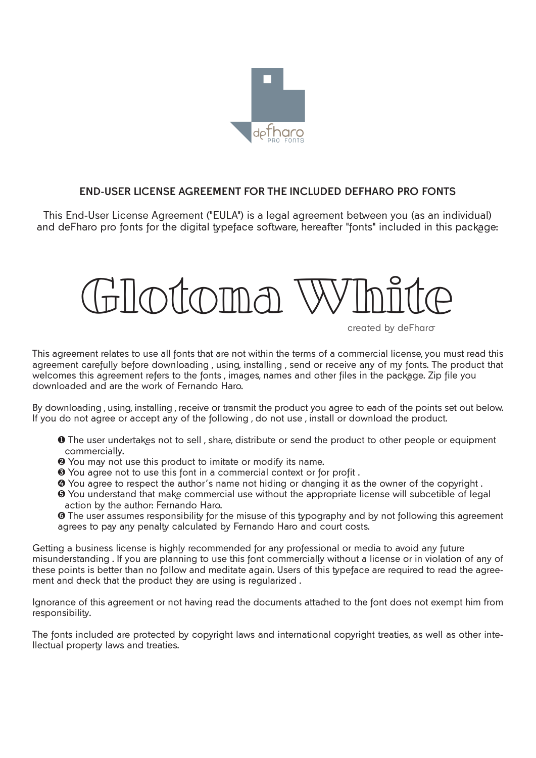defharo PRO FONTS

## END-USER LICENSE AGREEMENT FOR THE INCLUDED DEFHARO PRO FONTS

This End-User License Agreement ("EULA") is a legal agreement between you (as an individual) and deFharo pro fonts for the digital typeface software, hereafter "fonts" included in this package:

# Glotoma White

created by deFharo

This agreement relates to use all fonts that are not within the terms of a commercial license, you must read this agreement carefully before downloading , using, installing , send or receive any of my fonts. The product that welcomes this agreement refers to the fonts , images, names and other files in the package. Zip file you downloaded and are the work of Fernando Haro.

By downloading , using, installing , receive or transmit the product you agree to each of the points set out below. If you do not agree or accept any of the following , do not use , install or download the product.

- ❶ The user undertakes not to sell , share, distribute or send the product to other people or equipment commercially.
- ❷ You may not use this product to imitate or modify its name.
- ❸ You agree not to use this font in a commercial context or for profit .
- ❹ You agree to respect the author's name not hiding or changing it as the owner of the copyright .
- ❺ You understand that make commercial use without the appropriate license will subcetible of legal action by the author: Fernando Haro.
- ❻ The user assumes responsibility for the misuse of this typography and by not following this agreement agrees to pay any penalty calculated by Fernando Haro and court costs.

Getting a business license is highly recommended for any professional or media to avoid any future misunderstanding . If you are planning to use this font commercially without a license or in violation of any of these points is better than no follow and meditate again. Users of this typeface are required to read the agreement and check that the product they are using is regularized .

Ignorance of this agreement or not having read the documents attached to the font does not exempt him from responsibility.

The fonts included are protected by copyright laws and international copyright treaties, as well as other intellectual property laws and treaties.